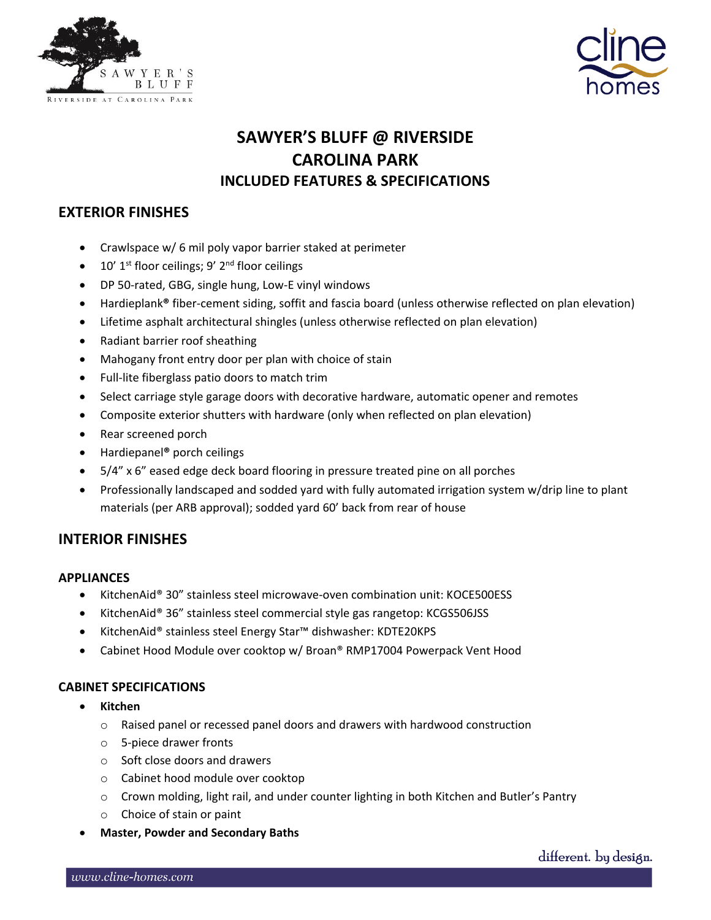# SAWYER'S BLUFF @ RIVERSIDE CAROLINA PARK

## INCLUDED FEATURES & SPECIFICATIONS

## EXTERIOR FINISHES

- Crawlspace w/ 6 mil poly vapor barrier staked at perimeter
- 10' 1st floor ceilings; 9' 2nd floor ceilings
- DP 50-rated, GBG, single hung, Low-E vinyl windows
- Hardieplank® fiber-cement siding, soffit and fascia board (unless otherwise reflected on plan elevation)
- Lifetime asphalt architectural shingles (unless otherwise reflected on plan elevation)
- Radiant barrier roof sheathing
- Mahogany front entry door per plan with choice of stain
- Full-lite fiberglass patio doors to match trim
- Select carriage style garage doors with decorative hardware, automatic opener and remotes
- Composite exterior shutters with hardware (only when reflected on plan elevation)
- Rear screened porch
- Hardiepanel® porch ceilings
- 5/4" x 6" eased edge deck board flooring in pressure treated pine on all porches
- Professionally landscaped and sodded yard with fully automated irrigation system w/drip line to plant materials (per ARB approval); sodded yard 60' back from rear of house

## INTERIOR FINISHES

### APPLIANCES

- KitchenAid® 30" stainless steel microwave-oven combination unit: KOCE500ESS
- KitchenAid® 36" stainless steel commercial style gas rangetop: KCGS506JSS
- KitchenAid® stainless steel Energy Star™ dishwasher: KDTE20KPS
- Cabinet Hood Module over cooktop w/ Broan® RMP17004 Powerpack Vent Hood

### CABINET SPECIFICATIONS

- **Kitchen**
  - Raised panel or recessed panel doors and drawers with hardwood construction
  - 5-piece drawer fronts
  - Soft close doors and drawers
  - Cabinet hood module over cooktop
  - Crown molding, light rail, and under counter lighting in both Kitchen and Butler's Pantry
  - Choice of stain or paint
- **Master, Powder and Secondary Baths**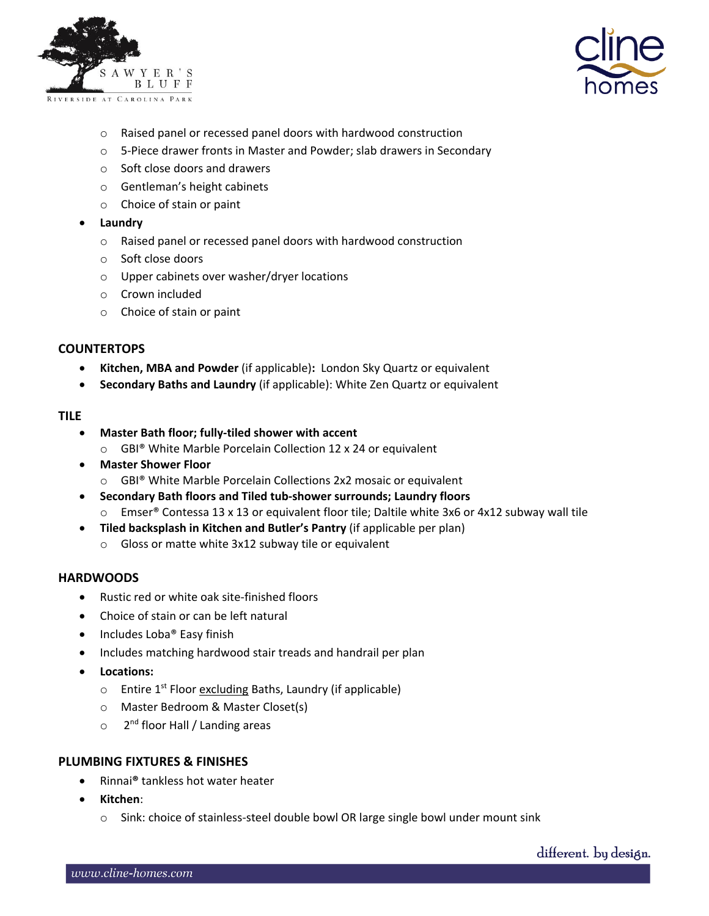- Raised panel or recessed panel doors with hardwood construction
- 5-Piece drawer fronts in Master and Powder; slab drawers in Secondary
- Soft close doors and drawers
- Gentleman's height cabinets
- Choice of stain or paint

- **Laundry**
  - Raised panel or recessed panel doors with hardwood construction
  - Soft close doors
  - Upper cabinets over washer/dryer locations
  - Crown included
  - Choice of stain or paint

## COUNTERTOPS

- **Kitchen, MBA and Powder** (if applicable)**:** London Sky Quartz or equivalent
- **Secondary Baths and Laundry** (if applicable): White Zen Quartz or equivalent

## TILE

- **Master Bath floor; fully-tiled shower with accent**
  - GBI® White Marble Porcelain Collection 12 x 24 or equivalent
- **Master Shower Floor**
  - GBI® White Marble Porcelain Collections 2x2 mosaic or equivalent
- **Secondary Bath floors and Tiled tub-shower surrounds; Laundry floors**
  - Emser® Contessa 13 x 13 or equivalent floor tile; Daltile white 3x6 or 4x12 subway wall tile
- **Tiled backsplash in Kitchen and Butler's Pantry** (if applicable per plan)
  - Gloss or matte white 3x12 subway tile or equivalent

## HARDWOODS

- Rustic red or white oak site-finished floors
- Choice of stain or can be left natural
- Includes Loba® Easy finish
- Includes matching hardwood stair treads and handrail per plan
- **Locations:**
  - Entire 1st Floor excluding Baths, Laundry (if applicable)
  - Master Bedroom & Master Closet(s)
  - 2nd floor Hall / Landing areas

## PLUMBING FIXTURES & FINISHES

- Rinnai® tankless hot water heater
- **Kitchen**:
  - Sink: choice of stainless-steel double bowl OR large single bowl under mount sink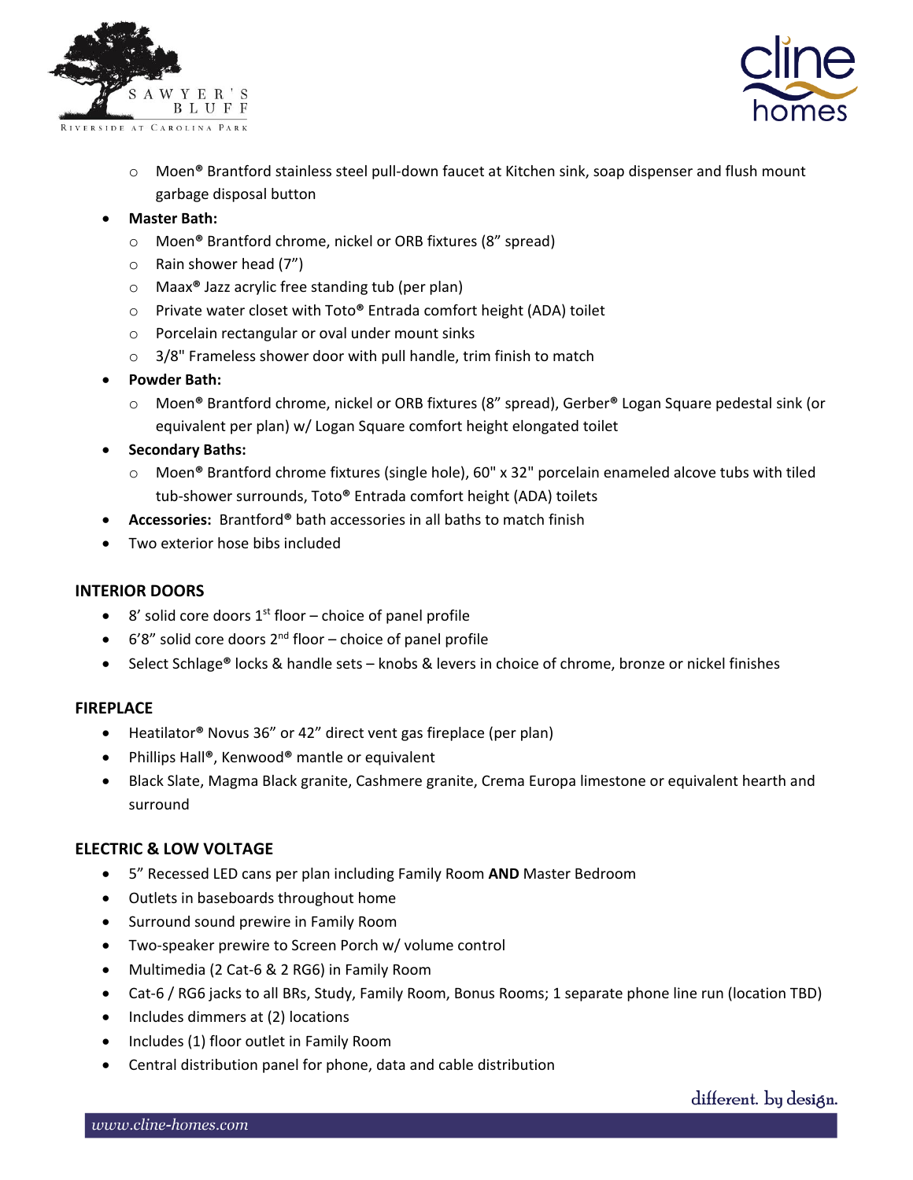- Moen® Brantford stainless steel pull-down faucet at Kitchen sink, soap dispenser and flush mount garbage disposal button
- **Master Bath:**
  - Moen® Brantford chrome, nickel or ORB fixtures (8" spread)
  - Rain shower head (7")
  - Maax® Jazz acrylic free standing tub (per plan)
  - Private water closet with Toto® Entrada comfort height (ADA) toilet
  - Porcelain rectangular or oval under mount sinks
  - 3/8" Frameless shower door with pull handle, trim finish to match
- **Powder Bath:**
  - Moen® Brantford chrome, nickel or ORB fixtures (8" spread), Gerber® Logan Square pedestal sink (or equivalent per plan) w/ Logan Square comfort height elongated toilet
- **Secondary Baths:**
  - Moen® Brantford chrome fixtures (single hole), 60" x 32" porcelain enameled alcove tubs with tiled tub-shower surrounds, Toto® Entrada comfort height (ADA) toilets
- **Accessories:** Brantford® bath accessories in all baths to match finish
- Two exterior hose bibs included

## INTERIOR DOORS

- 8' solid core doors 1st floor – choice of panel profile
- 6'8" solid core doors 2nd floor – choice of panel profile
- Select Schlage® locks & handle sets – knobs & levers in choice of chrome, bronze or nickel finishes

## FIREPLACE

- Heatilator® Novus 36" or 42" direct vent gas fireplace (per plan)
- Phillips Hall®, Kenwood® mantle or equivalent
- Black Slate, Magma Black granite, Cashmere granite, Crema Europa limestone or equivalent hearth and surround

## ELECTRIC & LOW VOLTAGE

- 5" Recessed LED cans per plan including Family Room **AND** Master Bedroom
- Outlets in baseboards throughout home
- Surround sound prewire in Family Room
- Two-speaker prewire to Screen Porch w/ volume control
- Multimedia (2 Cat-6 & 2 RG6) in Family Room
- Cat-6 / RG6 jacks to all BRs, Study, Family Room, Bonus Rooms; 1 separate phone line run (location TBD)
- Includes dimmers at (2) locations
- Includes (1) floor outlet in Family Room
- Central distribution panel for phone, data and cable distribution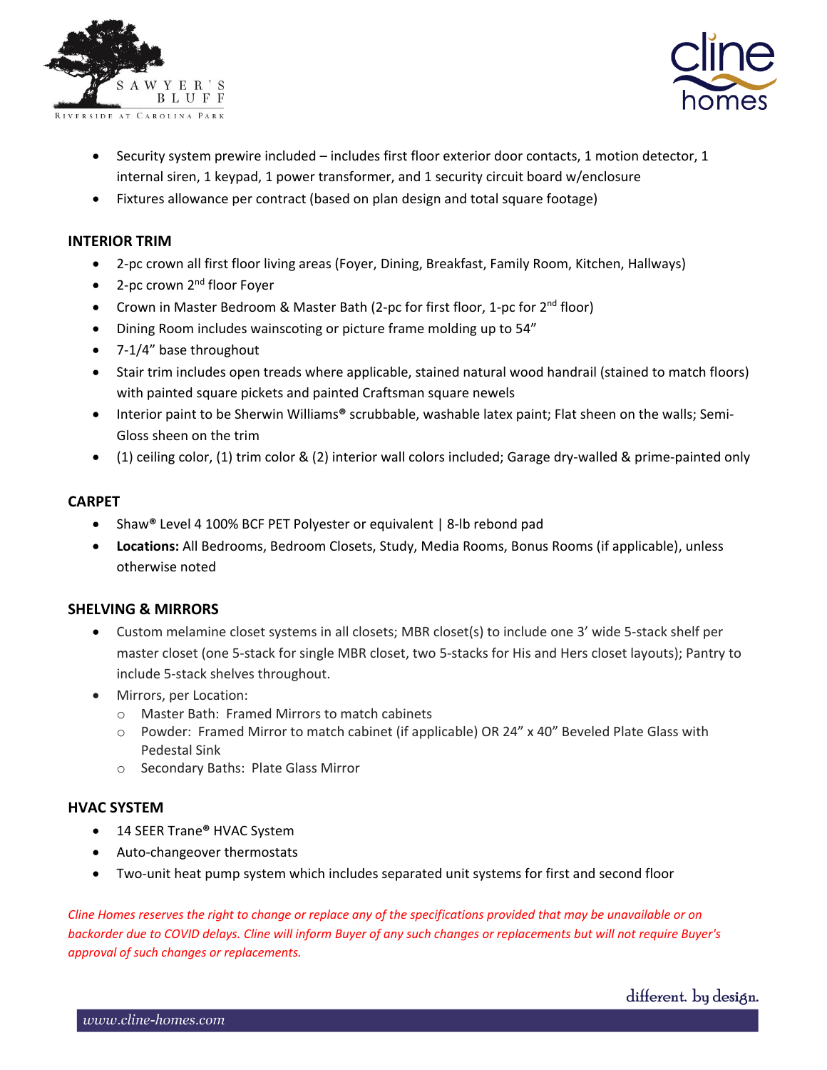- Security system prewire included – includes first floor exterior door contacts, 1 motion detector, 1 internal siren, 1 keypad, 1 power transformer, and 1 security circuit board w/enclosure
- Fixtures allowance per contract (based on plan design and total square footage)

## INTERIOR TRIM

- 2-pc crown all first floor living areas (Foyer, Dining, Breakfast, Family Room, Kitchen, Hallways)
- 2-pc crown 2nd floor Foyer
- Crown in Master Bedroom & Master Bath (2-pc for first floor, 1-pc for 2nd floor)
- Dining Room includes wainscoting or picture frame molding up to 54”
- 7-1/4” base throughout
- Stair trim includes open treads where applicable, stained natural wood handrail (stained to match floors) with painted square pickets and painted Craftsman square newels
- Interior paint to be Sherwin Williams® scrubbable, washable latex paint; Flat sheen on the walls; Semi-Gloss sheen on the trim
- (1) ceiling color, (1) trim color & (2) interior wall colors included; Garage dry-walled & prime-painted only

## CARPET

- Shaw® Level 4 100% BCF PET Polyester or equivalent | 8-lb rebond pad
- **Locations:** All Bedrooms, Bedroom Closets, Study, Media Rooms, Bonus Rooms (if applicable), unless otherwise noted

## SHELVING & MIRRORS

- Custom melamine closet systems in all closets; MBR closet(s) to include one 3’ wide 5-stack shelf per master closet (one 5-stack for single MBR closet, two 5-stacks for His and Hers closet layouts); Pantry to include 5-stack shelves throughout.
- Mirrors, per Location:
  - Master Bath: Framed Mirrors to match cabinets
  - Powder: Framed Mirror to match cabinet (if applicable) OR 24” x 40” Beveled Plate Glass with Pedestal Sink
  - Secondary Baths: Plate Glass Mirror

## HVAC SYSTEM

- 14 SEER Trane® HVAC System
- Auto-changeover thermostats
- Two-unit heat pump system which includes separated unit systems for first and second floor

*Cline Homes reserves the right to change or replace any of the specifications provided that may be unavailable or on backorder due to COVID delays. Cline will inform Buyer of any such changes or replacements but will not require Buyer's approval of such changes or replacements.*